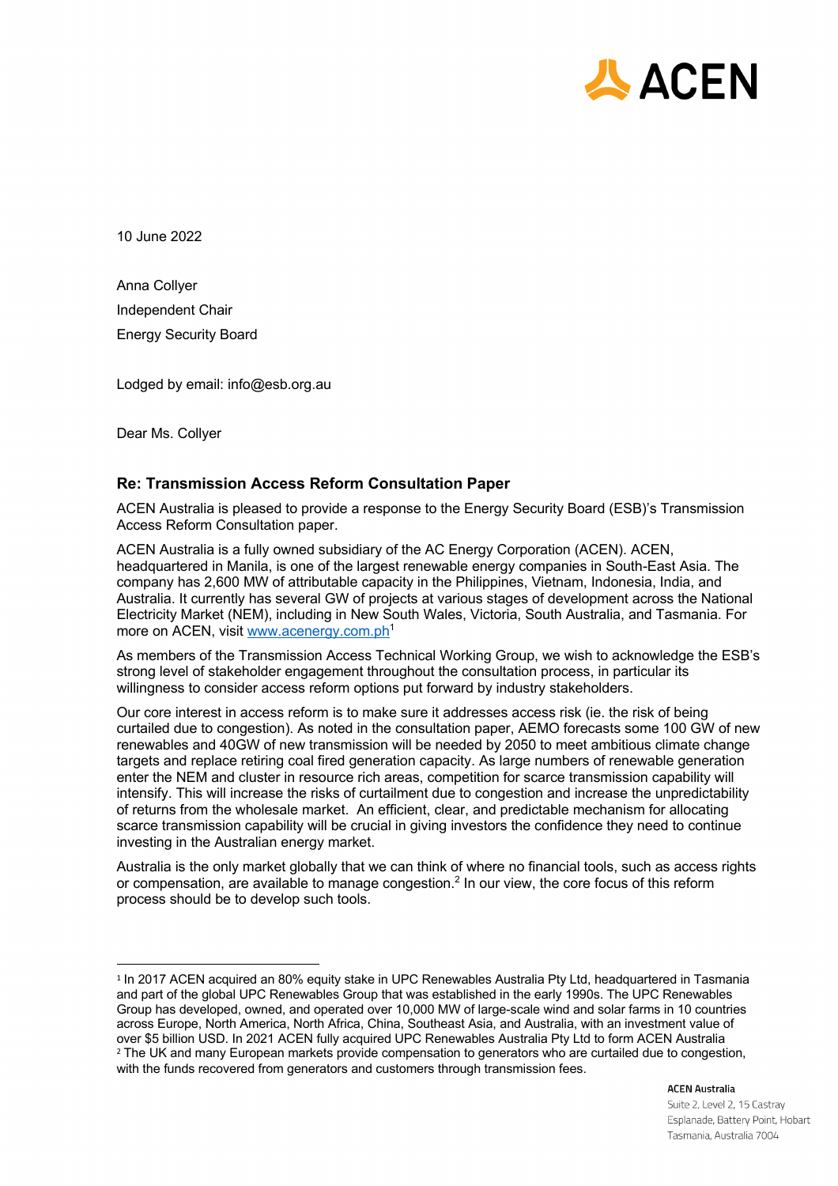ACEN

10 June 2022

Anna Collyer

Independent Chair

Energy Security Board

Lodged by email: info@esb.org.au

Dear Ms. Collyer

## Re: Transmission Access Reform Consultation Paper

ACEN Australia is pleased to provide a response to the Energy Security Board (ESB)'s Transmission Access Reform Consultation paper.

ACEN Australia is a fully owned subsidiary of the AC Energy Corporation (ACEN). ACEN, headquartered in Manila, is one of the largest renewable energy companies in South-East Asia. The company has 2,600 MW of attributable capacity in the Philippines, Vietnam, Indonesia, India, and Australia. It currently has several GW of projects at various stages of development across the National Electricity Market (NEM), including in New South Wales, Victoria, South Australia, and Tasmania. For more on ACEN, visit www.acenergy.com.ph[1]

As members of the Transmission Access Technical Working Group, we wish to acknowledge the ESB's strong level of stakeholder engagement throughout the consultation process, in particular its willingness to consider access reform options put forward by industry stakeholders.

Our core interest in access reform is to make sure it addresses access risk (ie. the risk of being curtailed due to congestion). As noted in the consultation paper, AEMO forecasts some 100 GW of new renewables and 40GW of new transmission will be needed by 2050 to meet ambitious climate change targets and replace retiring coal fired generation capacity. As large numbers of renewable generation enter the NEM and cluster in resource rich areas, competition for scarce transmission capability will intensify. This will increase the risks of curtailment due to congestion and increase the unpredictability of returns from the wholesale market. An efficient, clear, and predictable mechanism for allocating scarce transmission capability will be crucial in giving investors the confidence they need to continue investing in the Australian energy market.

Australia is the only market globally that we can think of where no financial tools, such as access rights or compensation, are available to manage congestion.[2] In our view, the core focus of this reform process should be to develop such tools.

---

[1] In 2017 ACEN acquired an 80% equity stake in UPC Renewables Australia Pty Ltd, headquartered in Tasmania and part of the global UPC Renewables Group that was established in the early 1990s. The UPC Renewables Group has developed, owned, and operated over 10,000 MW of large-scale wind and solar farms in 10 countries across Europe, North America, North Africa, China, Southeast Asia, and Australia, with an investment value of over $5 billion USD. In 2021 ACEN fully acquired UPC Renewables Australia Pty Ltd to form ACEN Australia

[2] The UK and many European markets provide compensation to generators who are curtailed due to congestion, with the funds recovered from generators and customers through transmission fees.

**ACEN Australia**
Suite 2, Level 2, 15 Castray
Esplanade, Battery Point, Hobart
Tasmania, Australia 7004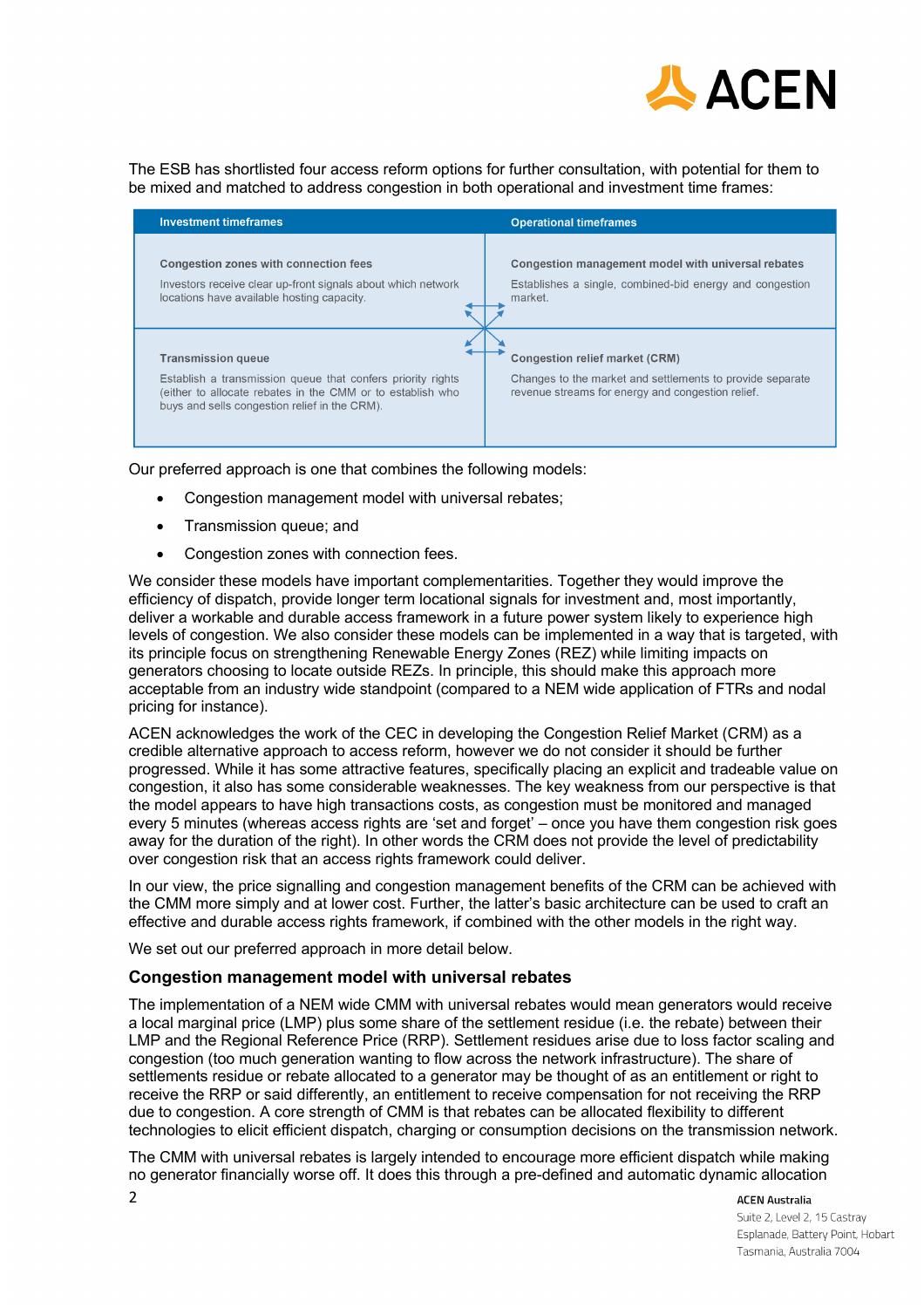The ESB has shortlisted four access reform options for further consultation, with potential for them to be mixed and matched to address congestion in both operational and investment time frames:

| Investment timeframes | Operational timeframes |
| --- | --- |
| **Congestion zones with connection fees**<br>Investors receive clear up-front signals about which network locations have available hosting capacity. | **Congestion management model with universal rebates**<br>Establishes a single, combined-bid energy and congestion market. |
| **Transmission queue**<br>Establish a transmission queue that confers priority rights (either to allocate rebates in the CMM or to establish who buys and sells congestion relief in the CRM). | **Congestion relief market (CRM)**<br>Changes to the market and settlements to provide separate revenue streams for energy and congestion relief. |

Our preferred approach is one that combines the following models:

- Congestion management model with universal rebates;
- Transmission queue; and
- Congestion zones with connection fees.

We consider these models have important complementarities. Together they would improve the efficiency of dispatch, provide longer term locational signals for investment and, most importantly, deliver a workable and durable access framework in a future power system likely to experience high levels of congestion. We also consider these models can be implemented in a way that is targeted, with its principle focus on strengthening Renewable Energy Zones (REZ) while limiting impacts on generators choosing to locate outside REZs. In principle, this should make this approach more acceptable from an industry wide standpoint (compared to a NEM wide application of FTRs and nodal pricing for instance).

ACEN acknowledges the work of the CEC in developing the Congestion Relief Market (CRM) as a credible alternative approach to access reform, however we do not consider it should be further progressed. While it has some attractive features, specifically placing an explicit and tradeable value on congestion, it also has some considerable weaknesses. The key weakness from our perspective is that the model appears to have high transactions costs, as congestion must be monitored and managed every 5 minutes (whereas access rights are 'set and forget' – once you have them congestion risk goes away for the duration of the right). In other words the CRM does not provide the level of predictability over congestion risk that an access rights framework could deliver.

In our view, the price signalling and congestion management benefits of the CRM can be achieved with the CMM more simply and at lower cost. Further, the latter's basic architecture can be used to craft an effective and durable access rights framework, if combined with the other models in the right way.

We set out our preferred approach in more detail below.

## Congestion management model with universal rebates

The implementation of a NEM wide CMM with universal rebates would mean generators would receive a local marginal price (LMP) plus some share of the settlement residue (i.e. the rebate) between their LMP and the Regional Reference Price (RRP). Settlement residues arise due to loss factor scaling and congestion (too much generation wanting to flow across the network infrastructure). The share of settlements residue or rebate allocated to a generator may be thought of as an entitlement or right to receive the RRP or said differently, an entitlement to receive compensation for not receiving the RRP due to congestion. A core strength of CMM is that rebates can be allocated flexibility to different technologies to elicit efficient dispatch, charging or consumption decisions on the transmission network.

The CMM with universal rebates is largely intended to encourage more efficient dispatch while making no generator financially worse off. It does this through a pre-defined and automatic dynamic allocation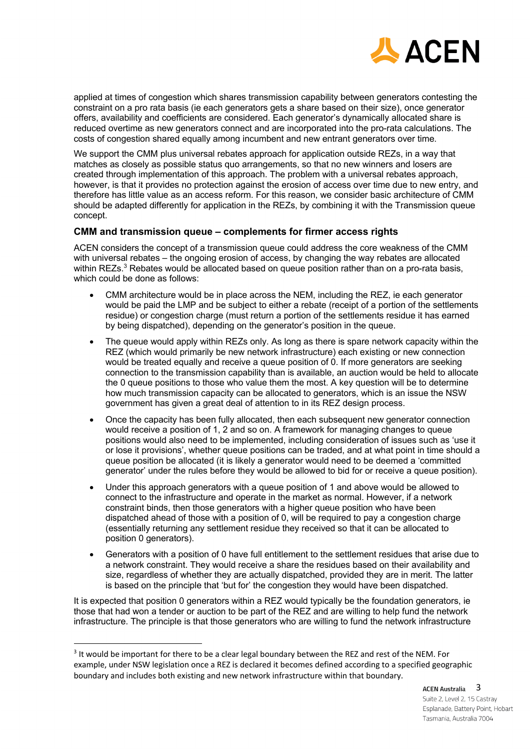applied at times of congestion which shares transmission capability between generators contesting the constraint on a pro rata basis (ie each generators gets a share based on their size), once generator offers, availability and coefficients are considered. Each generator's dynamically allocated share is reduced overtime as new generators connect and are incorporated into the pro-rata calculations. The costs of congestion shared equally among incumbent and new entrant generators over time.

We support the CMM plus universal rebates approach for application outside REZs, in a way that matches as closely as possible status quo arrangements, so that no new winners and losers are created through implementation of this approach. The problem with a universal rebates approach, however, is that it provides no protection against the erosion of access over time due to new entry, and therefore has little value as an access reform. For this reason, we consider basic architecture of CMM should be adapted differently for application in the REZs, by combining it with the Transmission queue concept.

### CMM and transmission queue – complements for firmer access rights

ACEN considers the concept of a transmission queue could address the core weakness of the CMM with universal rebates – the ongoing erosion of access, by changing the way rebates are allocated within REZs.[3] Rebates would be allocated based on queue position rather than on a pro-rata basis, which could be done as follows:

- CMM architecture would be in place across the NEM, including the REZ, ie each generator would be paid the LMP and be subject to either a rebate (receipt of a portion of the settlements residue) or congestion charge (must return a portion of the settlements residue it has earned by being dispatched), depending on the generator's position in the queue.
- The queue would apply within REZs only. As long as there is spare network capacity within the REZ (which would primarily be new network infrastructure) each existing or new connection would be treated equally and receive a queue position of 0. If more generators are seeking connection to the transmission capability than is available, an auction would be held to allocate the 0 queue positions to those who value them the most. A key question will be to determine how much transmission capacity can be allocated to generators, which is an issue the NSW government has given a great deal of attention to in its REZ design process.
- Once the capacity has been fully allocated, then each subsequent new generator connection would receive a position of 1, 2 and so on. A framework for managing changes to queue positions would also need to be implemented, including consideration of issues such as 'use it or lose it provisions', whether queue positions can be traded, and at what point in time should a queue position be allocated (it is likely a generator would need to be deemed a 'committed generator' under the rules before they would be allowed to bid for or receive a queue position).
- Under this approach generators with a queue position of 1 and above would be allowed to connect to the infrastructure and operate in the market as normal. However, if a network constraint binds, then those generators with a higher queue position who have been dispatched ahead of those with a position of 0, will be required to pay a congestion charge (essentially returning any settlement residue they received so that it can be allocated to position 0 generators).
- Generators with a position of 0 have full entitlement to the settlement residues that arise due to a network constraint. They would receive a share the residues based on their availability and size, regardless of whether they are actually dispatched, provided they are in merit. The latter is based on the principle that 'but for' the congestion they would have been dispatched.

It is expected that position 0 generators within a REZ would typically be the foundation generators, ie those that had won a tender or auction to be part of the REZ and are willing to help fund the network infrastructure. The principle is that those generators who are willing to fund the network infrastructure

[3] It would be important for there to be a clear legal boundary between the REZ and rest of the NEM. For example, under NSW legislation once a REZ is declared it becomes defined according to a specified geographic boundary and includes both existing and new network infrastructure within that boundary.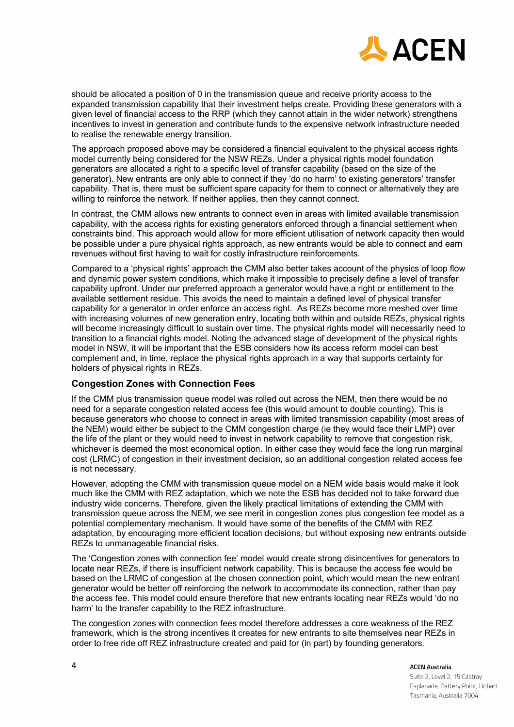should be allocated a position of 0 in the transmission queue and receive priority access to the expanded transmission capability that their investment helps create. Providing these generators with a given level of financial access to the RRP (which they cannot attain in the wider network) strengthens incentives to invest in generation and contribute funds to the expensive network infrastructure needed to realise the renewable energy transition.

The approach proposed above may be considered a financial equivalent to the physical access rights model currently being considered for the NSW REZs. Under a physical rights model foundation generators are allocated a right to a specific level of transfer capability (based on the size of the generator). New entrants are only able to connect if they 'do no harm' to existing generators' transfer capability. That is, there must be sufficient spare capacity for them to connect or alternatively they are willing to reinforce the network. If neither applies, then they cannot connect.

In contrast, the CMM allows new entrants to connect even in areas with limited available transmission capability, with the access rights for existing generators enforced through a financial settlement when constraints bind. This approach would allow for more efficient utilisation of network capacity then would be possible under a pure physical rights approach, as new entrants would be able to connect and earn revenues without first having to wait for costly infrastructure reinforcements.

Compared to a 'physical rights' approach the CMM also better takes account of the physics of loop flow and dynamic power system conditions, which make it impossible to precisely define a level of transfer capability upfront. Under our preferred approach a generator would have a right or entitlement to the available settlement residue. This avoids the need to maintain a defined level of physical transfer capability for a generator in order enforce an access right. As REZs become more meshed over time with increasing volumes of new generation entry, locating both within and outside REZs, physical rights will become increasingly difficult to sustain over time. The physical rights model will necessarily need to transition to a financial rights model. Noting the advanced stage of development of the physical rights model in NSW, it will be important that the ESB considers how its access reform model can best complement and, in time, replace the physical rights approach in a way that supports certainty for holders of physical rights in REZs.

### Congestion Zones with Connection Fees

If the CMM plus transmission queue model was rolled out across the NEM, then there would be no need for a separate congestion related access fee (this would amount to double counting). This is because generators who choose to connect in areas with limited transmission capability (most areas of the NEM) would either be subject to the CMM congestion charge (ie they would face their LMP) over the life of the plant or they would need to invest in network capability to remove that congestion risk, whichever is deemed the most economical option. In either case they would face the long run marginal cost (LRMC) of congestion in their investment decision, so an additional congestion related access fee is not necessary.

However, adopting the CMM with transmission queue model on a NEM wide basis would make it look much like the CMM with REZ adaptation, which we note the ESB has decided not to take forward due industry wide concerns. Therefore, given the likely practical limitations of extending the CMM with transmission queue across the NEM, we see merit in congestion zones plus congestion fee model as a potential complementary mechanism. It would have some of the benefits of the CMM with REZ adaptation, by encouraging more efficient location decisions, but without exposing new entrants outside REZs to unmanageable financial risks.

The 'Congestion zones with connection fee' model would create strong disincentives for generators to locate near REZs, if there is insufficient network capability. This is because the access fee would be based on the LRMC of congestion at the chosen connection point, which would mean the new entrant generator would be better off reinforcing the network to accommodate its connection, rather than pay the access fee. This model could ensure therefore that new entrants locating near REZs would 'do no harm' to the transfer capability to the REZ infrastructure.

The congestion zones with connection fees model therefore addresses a core weakness of the REZ framework, which is the strong incentives it creates for new entrants to site themselves near REZs in order to free ride off REZ infrastructure created and paid for (in part) by founding generators.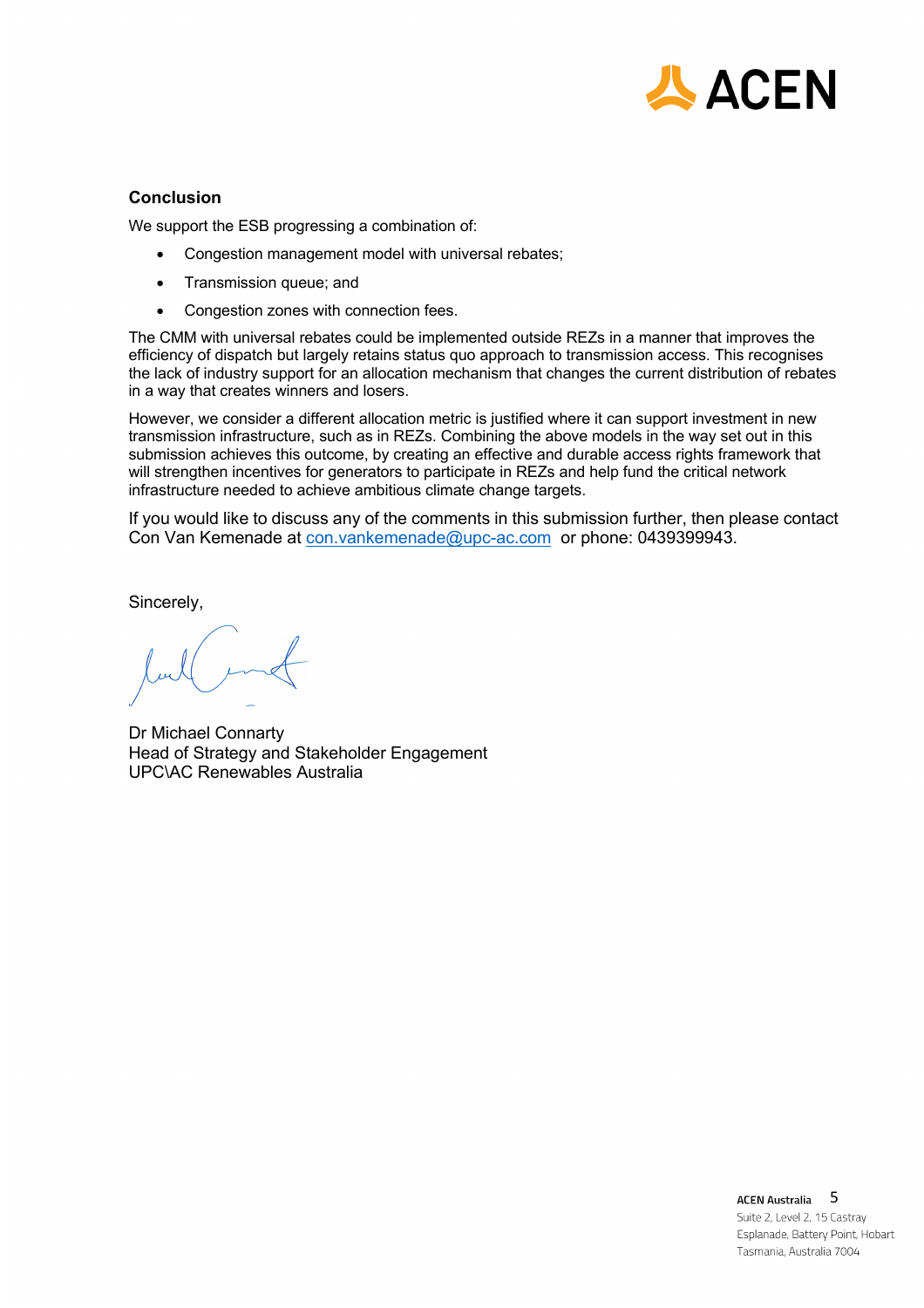## Conclusion

We support the ESB progressing a combination of:

- Congestion management model with universal rebates;
- Transmission queue; and
- Congestion zones with connection fees.

The CMM with universal rebates could be implemented outside REZs in a manner that improves the efficiency of dispatch but largely retains status quo approach to transmission access. This recognises the lack of industry support for an allocation mechanism that changes the current distribution of rebates in a way that creates winners and losers.

However, we consider a different allocation metric is justified where it can support investment in new transmission infrastructure, such as in REZs. Combining the above models in the way set out in this submission achieves this outcome, by creating an effective and durable access rights framework that will strengthen incentives for generators to participate in REZs and help fund the critical network infrastructure needed to achieve ambitious climate change targets.

If you would like to discuss any of the comments in this submission further, then please contact Con Van Kemenade at con.vankemenade@upc-ac.com or phone: 0439399943.

Sincerely,

Dr Michael Connarty
Head of Strategy and Stakeholder Engagement
UPC\AC Renewables Australia

ACEN Australia
Suite 2, Level 2, 15 Castray Esplanade, Battery Point, Hobart Tasmania, Australia 7004